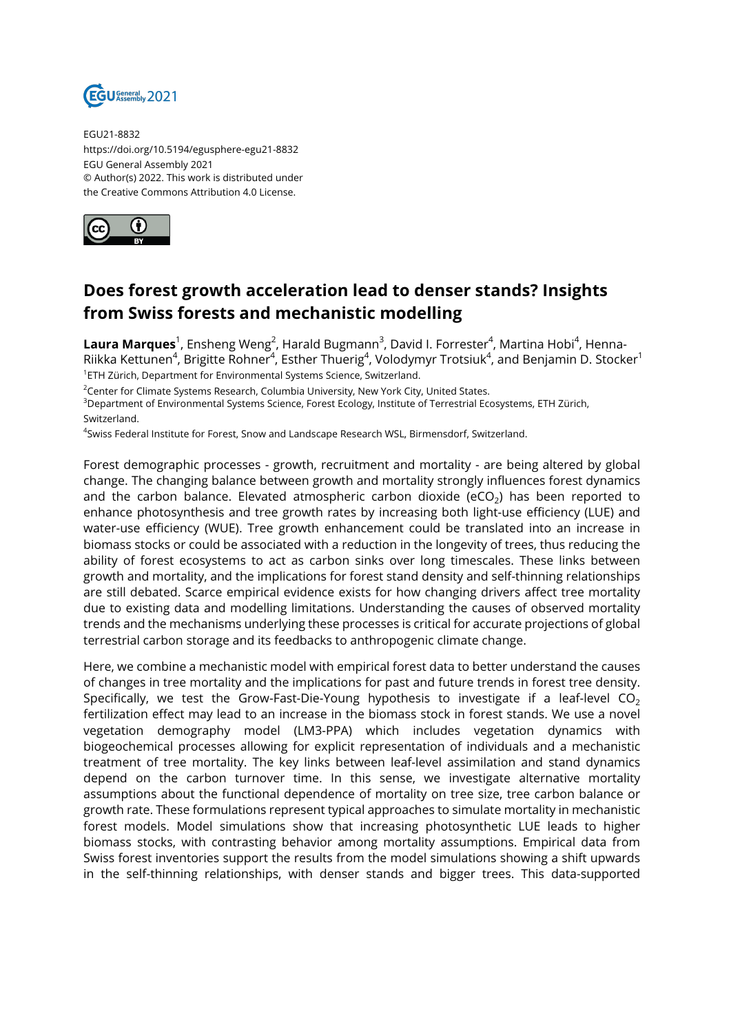EGU21-8832
https://doi.org/10.5194/egusphere-egu21-8832
EGU General Assembly 2021
© Author(s) 2022. This work is distributed under the Creative Commons Attribution 4.0 License.

# Does forest growth acceleration lead to denser stands? Insights from Swiss forests and mechanistic modelling

**Laura Marques**[1], Ensheng Weng[2], Harald Bugmann[3], David I. Forrester[4], Martina Hobi[4], Henna-Riikka Kettunen[4], Brigitte Rohner[4], Esther Thuerig[4], Volodymyr Trotsiuk[4], and Benjamin D. Stocker[1]

[1]ETH Zürich, Department for Environmental Systems Science, Switzerland.
[2]Center for Climate Systems Research, Columbia University, New York City, United States.
[3]Department of Environmental Systems Science, Forest Ecology, Institute of Terrestrial Ecosystems, ETH Zürich, Switzerland.
[4]Swiss Federal Institute for Forest, Snow and Landscape Research WSL, Birmensdorf, Switzerland.

Forest demographic processes - growth, recruitment and mortality - are being altered by global change. The changing balance between growth and mortality strongly influences forest dynamics and the carbon balance. Elevated atmospheric carbon dioxide (e$CO_2$) has been reported to enhance photosynthesis and tree growth rates by increasing both light-use efficiency (LUE) and water-use efficiency (WUE). Tree growth enhancement could be translated into an increase in biomass stocks or could be associated with a reduction in the longevity of trees, thus reducing the ability of forest ecosystems to act as carbon sinks over long timescales. These links between growth and mortality, and the implications for forest stand density and self-thinning relationships are still debated. Scarce empirical evidence exists for how changing drivers affect tree mortality due to existing data and modelling limitations. Understanding the causes of observed mortality trends and the mechanisms underlying these processes is critical for accurate projections of global terrestrial carbon storage and its feedbacks to anthropogenic climate change.

Here, we combine a mechanistic model with empirical forest data to better understand the causes of changes in tree mortality and the implications for past and future trends in forest tree density. Specifically, we test the Grow-Fast-Die-Young hypothesis to investigate if a leaf-level $CO_2$ fertilization effect may lead to an increase in the biomass stock in forest stands. We use a novel vegetation demography model (LM3-PPA) which includes vegetation dynamics with biogeochemical processes allowing for explicit representation of individuals and a mechanistic treatment of tree mortality. The key links between leaf-level assimilation and stand dynamics depend on the carbon turnover time. In this sense, we investigate alternative mortality assumptions about the functional dependence of mortality on tree size, tree carbon balance or growth rate. These formulations represent typical approaches to simulate mortality in mechanistic forest models. Model simulations show that increasing photosynthetic LUE leads to higher biomass stocks, with contrasting behavior among mortality assumptions. Empirical data from Swiss forest inventories support the results from the model simulations showing a shift upwards in the self-thinning relationships, with denser stands and bigger trees. This data-supported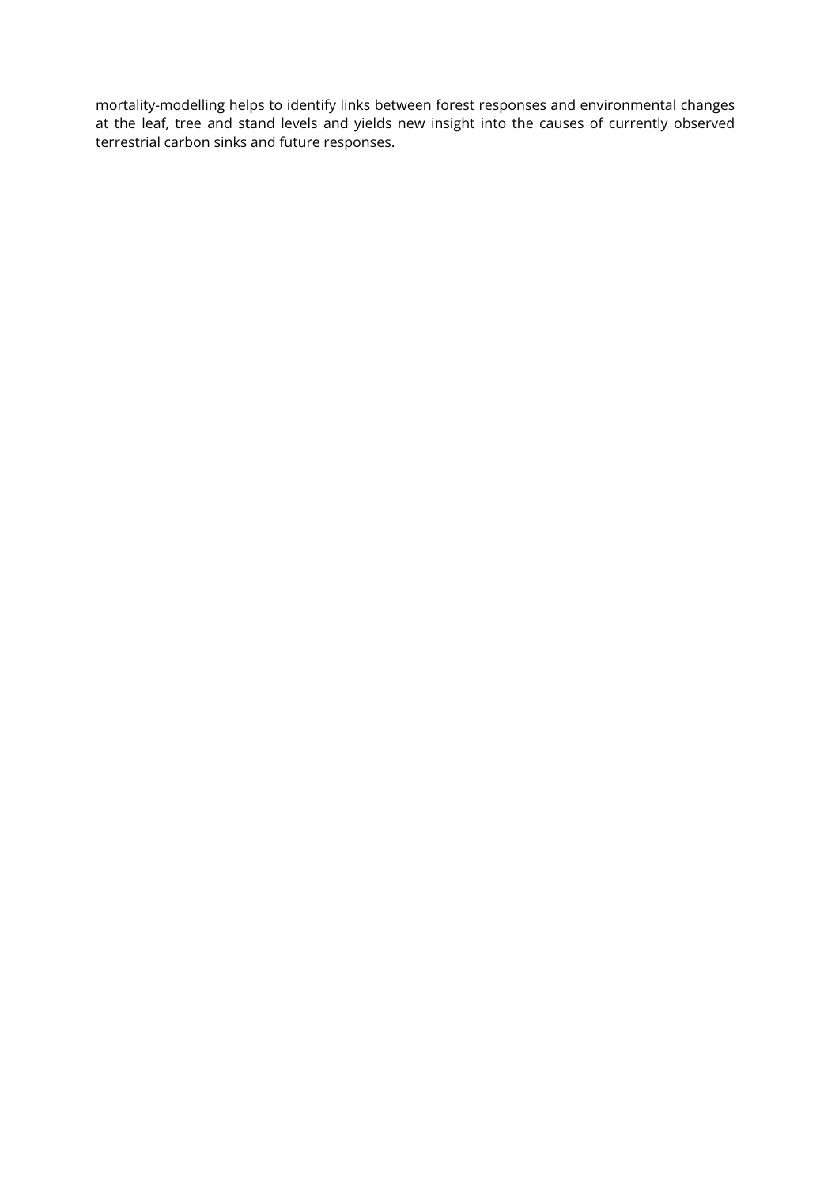mortality-modelling helps to identify links between forest responses and environmental changes at the leaf, tree and stand levels and yields new insight into the causes of currently observed terrestrial carbon sinks and future responses.